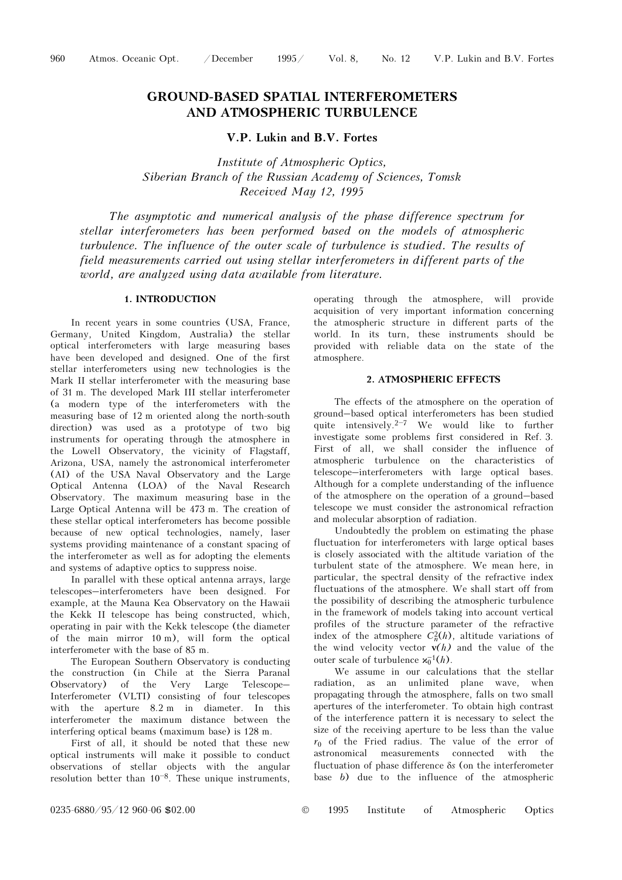# GROUND-BASED SPATIAL INTERFEROMETERS AND ATMOSPHERIC TURBULENCE

**V.P. Lukin and B.V. Fortes**

*Institute of Atmospheric Optics,*
*Siberian Branch of the Russian Academy of Sciences, Tomsk*
*Received May 12, 1995*

*The asymptotic and numerical analysis of the phase difference spectrum for stellar interferometers has been performed based on the models of atmospheric turbulence. The influence of the outer scale of turbulence is studied. The results of field measurements carried out using stellar interferometers in different parts of the world, are analyzed using data available from literature.*

## 1. INTRODUCTION

In recent years in some countries (USA, France, Germany, United Kingdom, Australia) the stellar optical interferometers with large measuring bases have been developed and designed. One of the first stellar interferometers using new technologies is the Mark II stellar interferometer with the measuring base of 31 m. The developed Mark III stellar interferometer (a modern type of the interferometers with the measuring base of 12 m oriented along the north-south direction) was used as a prototype of two big instruments for operating through the atmosphere in the Lowell Observatory, the vicinity of Flagstaff, Arizona, USA, namely the astronomical interferometer (AI) of the USA Naval Observatory and the Large Optical Antenna (LOA) of the Naval Research Observatory. The maximum measuring base in the Large Optical Antenna will be 473 m. The creation of these stellar optical interferometers has become possible because of new optical technologies, namely, laser systems providing maintenance of a constant spacing of the interferometer as well as for adopting the elements and systems of adaptive optics to suppress noise.

In parallel with these optical antenna arrays, large telescopes–interferometers have been designed. For example, at the Mauna Kea Observatory on the Hawaii the Kekk II telescope has being constructed, which, operating in pair with the Kekk telescope (the diameter of the main mirror 10 m), will form the optical interferometer with the base of 85 m.

The European Southern Observatory is conducting the construction (in Chile at the Sierra Paranal Observatory) of the Very Large Telescope–Interferometer (VLTI) consisting of four telescopes with the aperture 8.2 m in diameter. In this interferometer the maximum distance between the interfering optical beams (maximum base) is 128 m.

First of all, it should be noted that these new optical instruments will make it possible to conduct observations of stellar objects with the angular resolution better than $10^{-8}$. These unique instruments, operating through the atmosphere, will provide acquisition of very important information concerning the atmospheric structure in different parts of the world. In its turn, these instruments should be provided with reliable data on the state of the atmosphere.

## 2. ATMOSPHERIC EFFECTS

The effects of the atmosphere on the operation of ground–based optical interferometers has been studied quite intensively.[2–7] We would like to further investigate some problems first considered in Ref. 3. First of all, we shall consider the influence of atmospheric turbulence on the characteristics of telescope–interferometers with large optical bases. Although for a complete understanding of the influence of the atmosphere on the operation of a ground–based telescope we must consider the astronomical refraction and molecular absorption of radiation.

Undoubtedly the problem on estimating the phase fluctuation for interferometers with large optical bases is closely associated with the altitude variation of the turbulent state of the atmosphere. We mean here, in particular, the spectral density of the refractive index fluctuations of the atmosphere. We shall start off from the possibility of describing the atmospheric turbulence in the framework of models taking into account vertical profiles of the structure parameter of the refractive index of the atmosphere $C_n^2(h)$, altitude variations of the wind velocity vector $\mathbf{v}(h)$ and the value of the outer scale of turbulence $\varkappa_0^{-1}(h)$.

We assume in our calculations that the stellar radiation, as an unlimited plane wave, when propagating through the atmosphere, falls on two small apertures of the interferometer. To obtain high contrast of the interference pattern it is necessary to select the size of the receiving aperture to be less than the value $r_0$ of the Fried radius. The value of the error of astronomical measurements connected with the fluctuation of phase difference $\delta s$ (on the interferometer base $b$) due to the influence of the atmospheric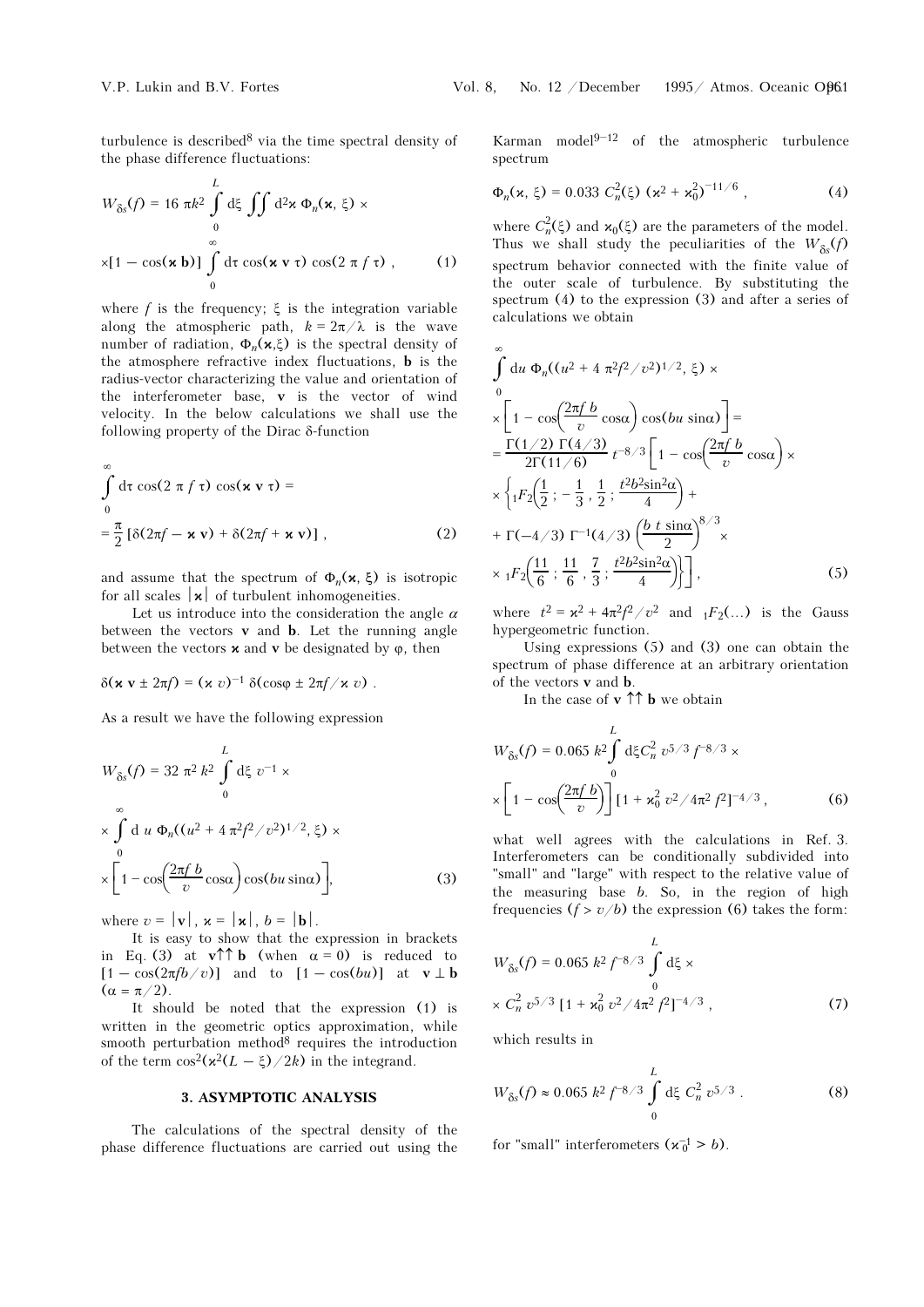turbulence is described[8] via the time spectral density of the phase difference fluctuations:

$$W_{\delta s}(f) = 16\,\pi k^2 \int_0^L \mathrm{d}\xi \iint \mathrm{d}^2\varkappa\, \Phi_n(\varkappa, \xi) \times$$
$$\times[1 - \cos(\varkappa\, \mathbf{b})] \int_0^\infty \mathrm{d}\tau \cos(\varkappa\, \mathbf{v}\, \tau) \cos(2\,\pi\, f\, \tau)\ , \qquad (1)$$

where $f$ is the frequency; $\xi$ is the integration variable along the atmospheric path, $k = 2\pi/\lambda$ is the wave number of radiation, $\Phi_n(\varkappa,\xi)$ is the spectral density of the atmosphere refractive index fluctuations, $\mathbf{b}$ is the radius-vector characterizing the value and orientation of the interferometer base, $\mathbf{v}$ is the vector of wind velocity. In the below calculations we shall use the following property of the Dirac δ-function

$$\int_0^\infty \mathrm{d}\tau \cos(2\,\pi\, f\, \tau) \cos(\varkappa\, \mathbf{v}\, \tau) =$$
$$= \frac{\pi}{2}\,[\delta(2\pi f - \varkappa\, \mathbf{v}) + \delta(2\pi f + \varkappa\, \mathbf{v})]\ , \qquad (2)$$

and assume that the spectrum of $\Phi_n(\varkappa, \xi)$ is isotropic for all scales $|\varkappa|$ of turbulent inhomogeneities.

Let us introduce into the consideration the angle $\alpha$ between the vectors $\mathbf{v}$ and $\mathbf{b}$. Let the running angle between the vectors $\varkappa$ and $\mathbf{v}$ be designated by $\varphi$, then

$$\delta(\varkappa\, \mathbf{v} \pm 2\pi f) = (\varkappa\, v)^{-1}\, \delta(\cos\varphi \pm 2\pi f/\varkappa\, v)\ .$$

As a result we have the following expression

$$W_{\delta s}(f) = 32\,\pi^2\, k^2 \int_0^L \mathrm{d}\xi\; v^{-1} \times$$
$$\times \int_0^\infty \mathrm{d}\, u\; \Phi_n((u^2 + 4\,\pi^2 f^2/v^2)^{1/2}, \xi) \times$$
$$\times \left[1 - \cos\!\left(\frac{2\pi f\, b}{v}\cos\alpha\right)\cos(bu\,\sin\alpha)\right], \qquad (3)$$

where $v = |\mathbf{v}|$, $\varkappa = |\varkappa|$, $b = |\mathbf{b}|$.

It is easy to show that the expression in brackets in Eq. (3) at $\mathbf{v}\uparrow\uparrow\mathbf{b}$ (when $\alpha = 0$) is reduced to $[1 - \cos(2\pi f b/v)]$ and to $[1 - \cos(bu)]$ at $\mathbf{v} \perp \mathbf{b}$ ($\alpha = \pi/2$).

It should be noted that the expression (1) is written in the geometric optics approximation, while smooth perturbation method[8] requires the introduction of the term $\cos^2(\varkappa^2(L - \xi)/2k)$ in the integrand.

## 3. ASYMPTOTIC ANALYSIS

The calculations of the spectral density of the phase difference fluctuations are carried out using the Karman model[9–12] of the atmospheric turbulence spectrum

$$\Phi_n(\varkappa, \xi) = 0.033\; C_n^2(\xi)\; (\varkappa^2 + \varkappa_0^2)^{-11/6}\ , \qquad (4)$$

where $C_n^2(\xi)$ and $\varkappa_0(\xi)$ are the parameters of the model. Thus we shall study the peculiarities of the $W_{\delta s}(f)$ spectrum behavior connected with the finite value of the outer scale of turbulence. By substituting the spectrum (4) to the expression (3) and after a series of calculations we obtain

$$\int_0^\infty \mathrm{d}u\; \Phi_n((u^2 + 4\,\pi^2 f^2/v^2)^{1/2}, \xi) \times$$
$$\times \left[1 - \cos\!\left(\frac{2\pi f\, b}{v}\cos\alpha\right)\cos(bu\,\sin\alpha)\right] =$$
$$= \frac{\Gamma(1/2)\;\Gamma(4/3)}{2\Gamma(11/6)}\; t^{-8/3} \left[1 - \cos\!\left(\frac{2\pi f\, b}{v}\cos\alpha\right) \times\right.$$
$$\times \left\{ {}_1F_2\!\left(\frac{1}{2}\,;\, -\frac{1}{3}\,,\, \frac{1}{2}\,;\, \frac{t^2 b^2 \sin^2\alpha}{4}\right) + \right.$$
$$+\; \Gamma(-4/3)\; \Gamma^{-1}(4/3) \left(\frac{b\; t\; \sin\alpha}{2}\right)^{8/3} \times$$
$$\left.\left.\times\; {}_1F_2\!\left(\frac{11}{6}\,;\, \frac{11}{6}\,,\, \frac{7}{3}\,;\, \frac{t^2 b^2 \sin^2\alpha}{4}\right)\right\}\right], \qquad (5)$$

where $t^2 = \varkappa^2 + 4\pi^2 f^2/v^2$ and ${}_1F_2(\ldots)$ is the Gauss hypergeometric function.

Using expressions (5) and (3) one can obtain the spectrum of phase difference at an arbitrary orientation of the vectors $\mathbf{v}$ and $\mathbf{b}$.

In the case of $\mathbf{v}\uparrow\uparrow\mathbf{b}$ we obtain

$$W_{\delta s}(f) = 0.065\; k^2 \int_0^L \mathrm{d}\xi C_n^2\; v^{5/3}\; f^{-8/3} \times$$
$$\times \left[1 - \cos\!\left(\frac{2\pi f\, b}{v}\right)\right] [1 + \varkappa_0^2\; v^2/4\pi^2\, f^2]^{-4/3}\ , \qquad (6)$$

what well agrees with the calculations in Ref. 3. Interferometers can be conditionally subdivided into "small" and "large" with respect to the relative value of the measuring base $b$. So, in the region of high frequencies ($f > v/b$) the expression (6) takes the form:

$$W_{\delta s}(f) = 0.065\; k^2\; f^{-8/3} \int_0^L \mathrm{d}\xi\; \times$$
$$\times\; C_n^2\; v^{5/3}\; [1 + \varkappa_0^2\; v^2/4\pi^2\, f^2]^{-4/3}\ , \qquad (7)$$

which results in

$$W_{\delta s}(f) \approx 0.065\; k^2\; f^{-8/3} \int_0^L \mathrm{d}\xi\; C_n^2\; v^{5/3}\ . \qquad (8)$$

for "small" interferometers ($\varkappa_0^{-1} > b$).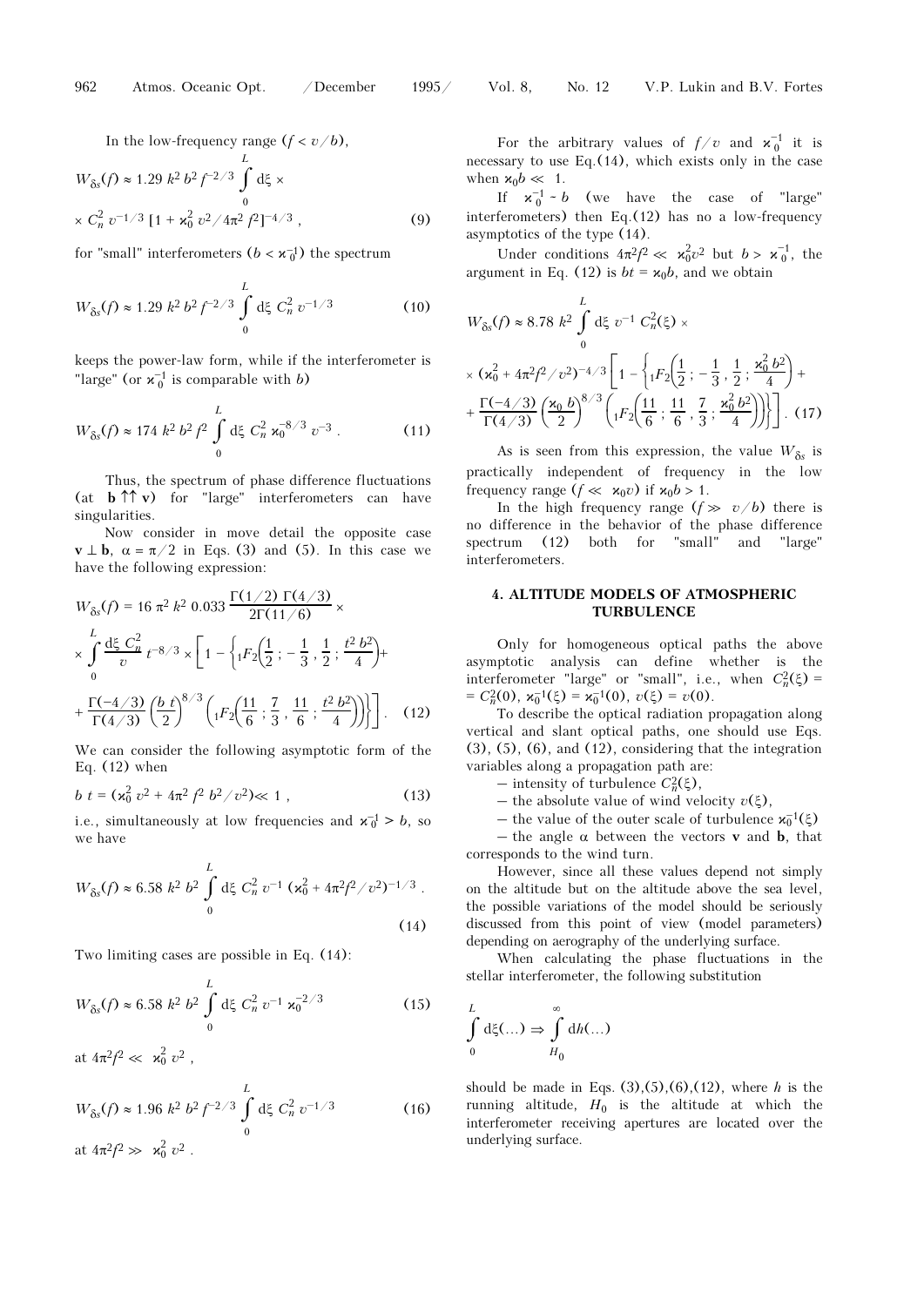In the low-frequency range ($f < v/b$),

$$W_{\delta s}(f) \approx 1.29\, k^2\, b^2\, f^{-2/3} \int\limits_0^L \mathrm{d}\xi \times$$
$$\times\, C_n^2\, v^{-1/3}\, [1 + \varkappa_0^2\, v^2/4\pi^2 f^2]^{-4/3}\,, \qquad (9)$$

for "small" interferometers ($b < \varkappa_0^{-1}$) the spectrum

$$W_{\delta s}(f) \approx 1.29\, k^2\, b^2\, f^{-2/3} \int\limits_0^L \mathrm{d}\xi\, C_n^2\, v^{-1/3} \qquad (10)$$

keeps the power-law form, while if the interferometer is "large" (or $\varkappa_0^{-1}$ is comparable with $b$)

$$W_{\delta s}(f) \approx 174\, k^2\, b^2\, f^2 \int\limits_0^L \mathrm{d}\xi\, C_n^2\, \varkappa_0^{-8/3}\, v^{-3}\,. \qquad (11)$$

Thus, the spectrum of phase difference fluctuations (at $\mathbf{b} \uparrow\uparrow \mathbf{v}$) for "large" interferometers can have singularities.

Now consider in move detail the opposite case $\mathbf{v} \perp \mathbf{b}$, $\alpha = \pi/2$ in Eqs. (3) and (5). In this case we have the following expression:

$$W_{\delta s}(f) = 16\, \pi^2\, k^2\, 0.033\, \frac{\Gamma(1/2)\, \Gamma(4/3)}{2\Gamma(11/6)} \times$$
$$\times \int\limits_0^L \frac{\mathrm{d}\xi\, C_n^2}{v}\, t^{-8/3} \times \left[1 - \left\{ {}_1F_2\!\left(\frac{1}{2}\,;\, -\frac{1}{3}\,,\, \frac{1}{2}\,;\, \frac{t^2\, b^2}{4}\right) + \right.\right.$$
$$\left.\left. + \frac{\Gamma(-4/3)}{\Gamma(4/3)} \left(\frac{b\, t}{2}\right)^{8/3} \left({}_1F_2\!\left(\frac{11}{6}\,;\, \frac{7}{3}\,,\, \frac{11}{6}\,;\, \frac{t^2\, b^2}{4}\right)\right)\right\}\right]. \qquad (12)$$

We can consider the following asymptotic form of the Eq. (12) when

$$b\, t = (\varkappa_0^2\, v^2 + 4\pi^2\, f^2\, b^2/v^2) \ll 1\,, \qquad (13)$$

i.e., simultaneously at low frequencies and $\varkappa_0^{-1} > b$, so we have

$$W_{\delta s}(f) \approx 6.58\, k^2\, b^2 \int\limits_0^L \mathrm{d}\xi\, C_n^2\, v^{-1}\, (\varkappa_0^2 + 4\pi^2 f^2/v^2)^{-1/3}\,. \qquad (14)$$

Two limiting cases are possible in Eq. (14):

$$W_{\delta s}(f) \approx 6.58\, k^2\, b^2 \int\limits_0^L \mathrm{d}\xi\, C_n^2\, v^{-1}\, \varkappa_0^{-2/3} \qquad (15)$$

at $4\pi^2 f^2 \ll \varkappa_0^2\, v^2$,

$$W_{\delta s}(f) \approx 1.96\, k^2\, b^2\, f^{-2/3} \int\limits_0^L \mathrm{d}\xi\, C_n^2\, v^{-1/3} \qquad (16)$$

at $4\pi^2 f^2 \gg \varkappa_0^2\, v^2$.

For the arbitrary values of $f/v$ and $\varkappa_0^{-1}$ it is necessary to use Eq.(14), which exists only in the case when $\varkappa_0 b \ll 1$.

If $\varkappa_0^{-1} \sim b$ (we have the case of "large" interferometers) then Eq.(12) has no a low-frequency asymptotics of the type (14).

Under conditions $4\pi^2 f^2 \ll \varkappa_0^2 v^2$ but $b > \varkappa_0^{-1}$, the argument in Eq. (12) is $bt = \varkappa_0 b$, and we obtain

$$W_{\delta s}(f) \approx 8.78\, k^2 \int\limits_0^L \mathrm{d}\xi\, v^{-1}\, C_n^2(\xi)\, \times$$
$$\times\, (\varkappa_0^2 + 4\pi^2 f^2/v^2)^{-4/3} \left[1 - \left\{ {}_1F_2\!\left(\frac{1}{2}\,;\, -\frac{1}{3}\,,\, \frac{1}{2}\,;\, \frac{\varkappa_0^2\, b^2}{4}\right) + \right.\right.$$
$$\left.\left. + \frac{\Gamma(-4/3)}{\Gamma(4/3)} \left(\frac{\varkappa_0\, b}{2}\right)^{8/3} \left({}_1F_2\!\left(\frac{11}{6}\,;\, \frac{11}{6}\,,\, \frac{7}{3}\,;\, \frac{\varkappa_0^2\, b^2}{4}\right)\right)\right\}\right]. \qquad (17)$$

As is seen from this expression, the value $W_{\delta s}$ is practically independent of frequency in the low frequency range ($f \ll \varkappa_0 v$) if $\varkappa_0 b > 1$.

In the high frequency range ($f \gg v/b$) there is no difference in the behavior of the phase difference spectrum (12) both for "small" and "large" interferometers.

## 4. ALTITUDE MODELS OF ATMOSPHERIC TURBULENCE

Only for homogeneous optical paths the above asymptotic analysis can define whether is the interferometer "large" or "small", i.e., when $C_n^2(\xi) = C_n^2(0)$, $\varkappa_0^{-1}(\xi) = \varkappa_0^{-1}(0)$, $v(\xi) = v(0)$.

To describe the optical radiation propagation along vertical and slant optical paths, one should use Eqs. (3), (5), (6), and (12), considering that the integration variables along a propagation path are:

– intensity of turbulence $C_n^2(\xi)$,

– the absolute value of wind velocity $v(\xi)$,

– the value of the outer scale of turbulence $\varkappa_0^{-1}(\xi)$

– the angle $\alpha$ between the vectors $\mathbf{v}$ and $\mathbf{b}$, that corresponds to the wind turn.

However, since all these values depend not simply on the altitude but on the altitude above the sea level, the possible variations of the model should be seriously discussed from this point of view (model parameters) depending on aerography of the underlying surface.

When calculating the phase fluctuations in the stellar interferometer, the following substitution

$$\int\limits_0^L \mathrm{d}\xi(\ldots) \Rightarrow \int\limits_{H_0}^{\infty} \mathrm{d}h(\ldots)$$

should be made in Eqs. (3),(5),(6),(12), where $h$ is the running altitude, $H_0$ is the altitude at which the interferometer receiving apertures are located over the underlying surface.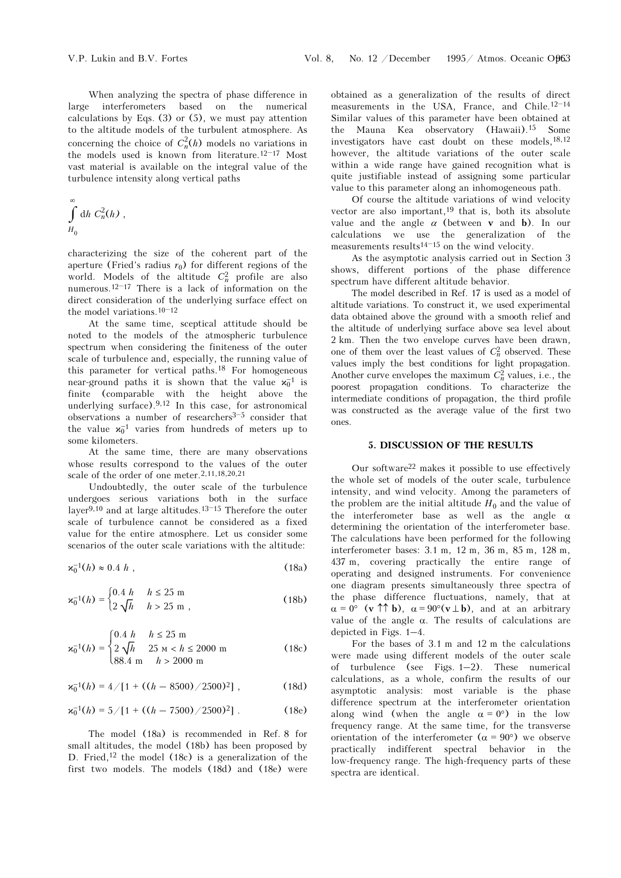When analyzing the spectra of phase difference in large interferometers based on the numerical calculations by Eqs. (3) or (5), we must pay attention to the altitude models of the turbulent atmosphere. As concerning the choice of $C_n^2(h)$ models no variations in the models used is known from literature.[12–17] Most vast material is available on the integral value of the turbulence intensity along vertical paths

$$\int_{H_0}^{\infty} \mathrm{d}h \; C_n^2(h) \; ,$$

characterizing the size of the coherent part of the aperture (Fried's radius $r_0$) for different regions of the world. Models of the altitude $C_n^2$ profile are also numerous.[12–17] There is a lack of information on the direct consideration of the underlying surface effect on the model variations.[10–12]

At the same time, sceptical attitude should be noted to the models of the atmospheric turbulence spectrum when considering the finiteness of the outer scale of turbulence and, especially, the running value of this parameter for vertical paths.[18] For homogeneous near-ground paths it is shown that the value $\varkappa_0^{-1}$ is finite (comparable with the height above the underlying surface).[9,12] In this case, for astronomical observations a number of researchers[3–5] consider that the value $\varkappa_0^{-1}$ varies from hundreds of meters up to some kilometers.

At the same time, there are many observations whose results correspond to the values of the outer scale of the order of one meter.[2,11,18,20,21]

Undoubtedly, the outer scale of the turbulence undergoes serious variations both in the surface layer[9,10] and at large altitudes.[13–15] Therefore the outer scale of turbulence cannot be considered as a fixed value for the entire atmosphere. Let us consider some scenarios of the outer scale variations with the altitude:

$$\varkappa_0^{-1}(h) \approx 0.4\, h \; , \tag{18a}$$

$$\varkappa_0^{-1}(h) = \begin{cases} 0.4\, h & h \le 25 \text{ m} \\ 2\sqrt{h} & h > 25 \text{ m} \; , \end{cases} \tag{18b}$$

$$\varkappa_0^{-1}(h) = \begin{cases} 0.4\, h & h \le 25 \text{ m} \\ 2\sqrt{h} & 25 \text{ m} < h \le 2000 \text{ m} \\ 88.4 \text{ m} & h > 2000 \text{ m} \end{cases} \tag{18c}$$

$$\varkappa_0^{-1}(h) = 4/[1 + ((h - 8500)/2500)^2] \; , \tag{18d}$$

$$\varkappa_0^{-1}(h) = 5/[1 + ((h - 7500)/2500)^2] \; . \tag{18e}$$

The model (18a) is recommended in Ref. 8 for small altitudes, the model (18b) has been proposed by D. Fried,[12] the model (18c) is a generalization of the first two models. The models (18d) and (18e) were obtained as a generalization of the results of direct measurements in the USA, France, and Chile.[12–14] Similar values of this parameter have been obtained at the Mauna Kea observatory (Hawaii).[15] Some investigators have cast doubt on these models,[18,12] however, the altitude variations of the outer scale within a wide range have gained recognition what is quite justifiable instead of assigning some particular value to this parameter along an inhomogeneous path.

Of course the altitude variations of wind velocity vector are also important,[19] that is, both its absolute value and the angle $\alpha$ (between **v** and **b**). In our calculations we use the generalization of the measurements results[14–15] on the wind velocity.

As the asymptotic analysis carried out in Section 3 shows, different portions of the phase difference spectrum have different altitude behavior.

The model described in Ref. 17 is used as a model of altitude variations. To construct it, we used experimental data obtained above the ground with a smooth relief and the altitude of underlying surface above sea level about 2 km. Then the two envelope curves have been drawn, one of them over the least values of $C_n^2$ observed. These values imply the best conditions for light propagation. Another curve envelopes the maximum $C_n^2$ values, i.e., the poorest propagation conditions. To characterize the intermediate conditions of propagation, the third profile was constructed as the average value of the first two ones.

## 5. DISCUSSION OF THE RESULTS

Our software[22] makes it possible to use effectively the whole set of models of the outer scale, turbulence intensity, and wind velocity. Among the parameters of the problem are the initial altitude $H_0$ and the value of the interferometer base as well as the angle $\alpha$ determining the orientation of the interferometer base. The calculations have been performed for the following interferometer bases: 3.1 m, 12 m, 36 m, 85 m, 128 m, 437 m, covering practically the entire range of operating and designed instruments. For convenience one diagram presents simultaneously three spectra of the phase difference fluctuations, namely, that at $\alpha = 0°$ ($\mathbf{v} \uparrow\uparrow \mathbf{b}$), $\alpha = 90°$($\mathbf{v} \perp \mathbf{b}$), and at an arbitrary value of the angle $\alpha$. The results of calculations are depicted in Figs. 1–4.

For the bases of 3.1 m and 12 m the calculations were made using different models of the outer scale of turbulence (see Figs. 1–2). These numerical calculations, as a whole, confirm the results of our asymptotic analysis: most variable is the phase difference spectrum at the interferometer orientation along wind (when the angle $\alpha = 0°$) in the low frequency range. At the same time, for the transverse orientation of the interferometer ($\alpha = 90°$) we observe practically indifferent spectral behavior in the low-frequency range. The high-frequency parts of these spectra are identical.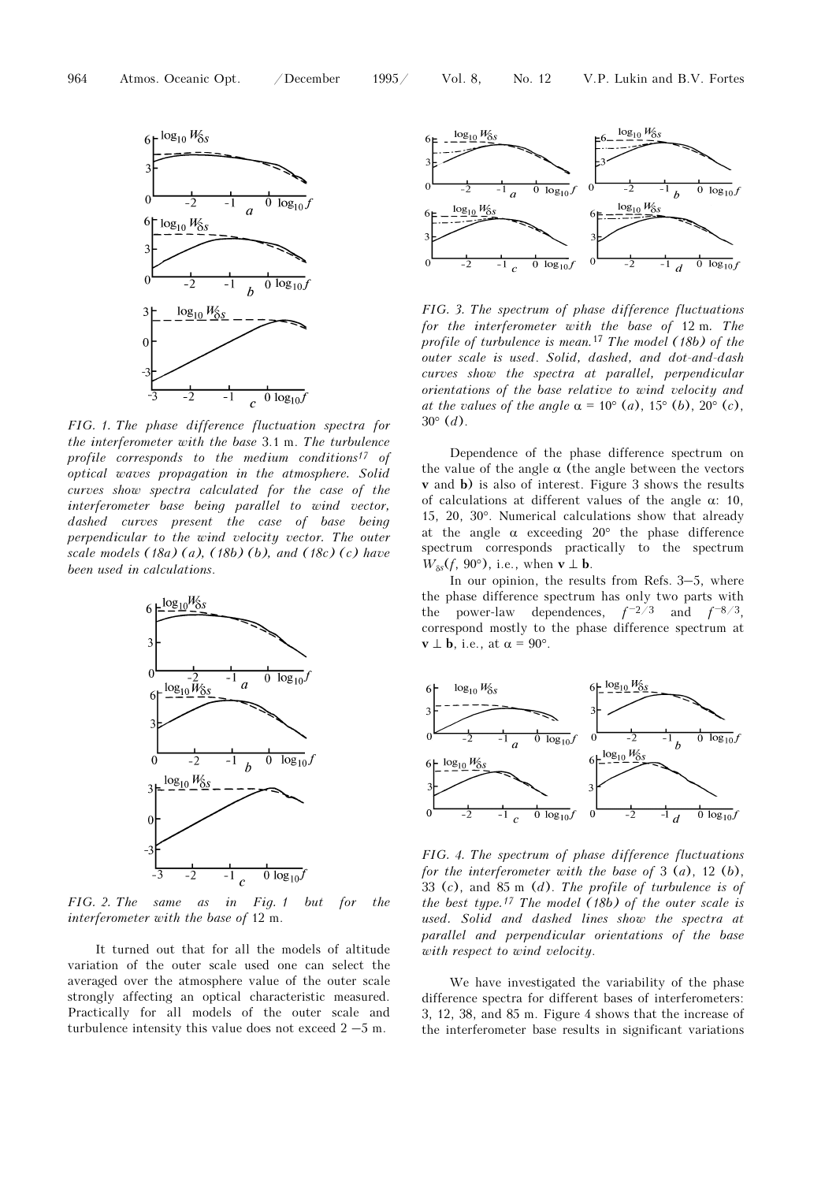FIG. 1. The phase difference fluctuation spectra for the interferometer with the base 3.1 m. The turbulence profile corresponds to the medium conditions[17] of optical waves propagation in the atmosphere. Solid curves show spectra calculated for the case of the interferometer base being parallel to wind vector, dashed curves present the case of base being perpendicular to the wind velocity vector. The outer scale models (18a) (a), (18b) (b), and (18c) (c) have been used in calculations.

FIG. 2. The same as in Fig. 1 but for the interferometer with the base of 12 m.

It turned out that for all the models of altitude variation of the outer scale used one can select the averaged over the atmosphere value of the outer scale strongly affecting an optical characteristic measured. Practically for all models of the outer scale and turbulence intensity this value does not exceed 2 –5 m.

FIG. 3. The spectrum of phase difference fluctuations for the interferometer with the base of 12 m. The profile of turbulence is mean.[17] The model (18b) of the outer scale is used. Solid, dashed, and dot-and-dash curves show the spectra at parallel, perpendicular orientations of the base relative to wind velocity and at the values of the angle $\alpha = 10°$ (a), $15°$ (b), $20°$ (c), $30°$ (d).

Dependence of the phase difference spectrum on the value of the angle $\alpha$ (the angle between the vectors **v** and **b**) is also of interest. Figure 3 shows the results of calculations at different values of the angle $\alpha$: 10, 15, 20, 30°. Numerical calculations show that already at the angle $\alpha$ exceeding 20° the phase difference spectrum corresponds practically to the spectrum $W_{\delta s}(f, 90°)$, i.e., when $\mathbf{v} \perp \mathbf{b}$.

In our opinion, the results from Refs. 3–5, where the phase difference spectrum has only two parts with the power-law dependences, $f^{-2/3}$ and $f^{-8/3}$, correspond mostly to the phase difference spectrum at $\mathbf{v} \perp \mathbf{b}$, i.e., at $\alpha = 90°$.

FIG. 4. The spectrum of phase difference fluctuations for the interferometer with the base of 3 (a), 12 (b), 33 (c), and 85 m (d). The profile of turbulence is of the best type.[17] The model (18b) of the outer scale is used. Solid and dashed lines show the spectra at parallel and perpendicular orientations of the base with respect to wind velocity.

We have investigated the variability of the phase difference spectra for different bases of interferometers: 3, 12, 38, and 85 m. Figure 4 shows that the increase of the interferometer base results in significant variations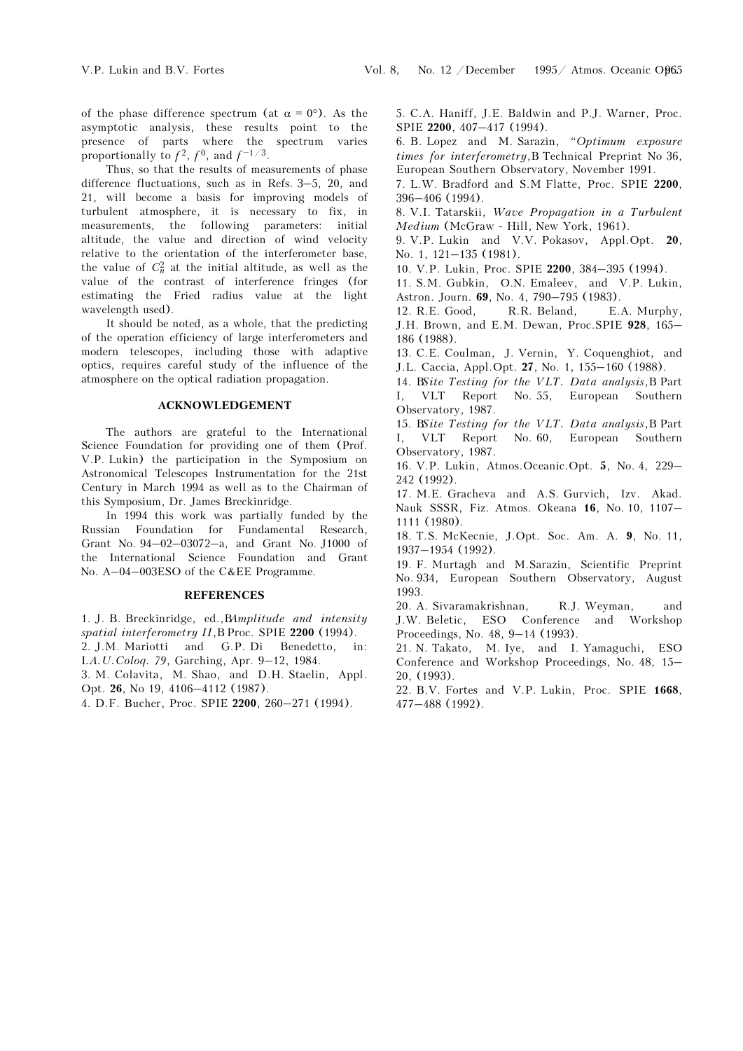of the phase difference spectrum (at $\alpha = 0°$). As the asymptotic analysis, these results point to the presence of parts where the spectrum varies proportionally to $f^2$, $f^0$, and $f^{-1/3}$.

Thus, so that the results of measurements of phase difference fluctuations, such as in Refs. 3–5, 20, and 21, will become a basis for improving models of turbulent atmosphere, it is necessary to fix, in measurements, the following parameters: initial altitude, the value and direction of wind velocity relative to the orientation of the interferometer base, the value of $C_n^2$ at the initial altitude, as well as the value of the contrast of interference fringes (for estimating the Fried radius value at the light wavelength used).

It should be noted, as a whole, that the predicting of the operation efficiency of large interferometers and modern telescopes, including those with adaptive optics, requires careful study of the influence of the atmosphere on the optical radiation propagation.

## ACKNOWLEDGEMENT

The authors are grateful to the International Science Foundation for providing one of them (Prof. V.P. Lukin) the participation in the Symposium on Astronomical Telescopes Instrumentation for the 21st Century in March 1994 as well as to the Chairman of this Symposium, Dr. James Breckinridge.

In 1994 this work was partially funded by the Russian Foundation for Fundamental Research, Grant No. 94–02–03072–a, and Grant No. J1000 of the International Science Foundation and Grant No. A–04–003ESO of the C&EE Programme.

## REFERENCES

1. J. B. Breckinridge, ed.,B*Amplitude and intensity spatial interferometry II*,B Proc. SPIE **2200** (1994).
2. J.M. Mariotti and G.P. Di Benedetto, in: I.*A.U.Coloq. 79*, Garching, Apr. 9–12, 1984.
3. M. Colavita, M. Shao, and D.H. Staelin, Appl. Opt. **26**, No 19, 4106–4112 (1987).
4. D.F. Bucher, Proc. SPIE **2200**, 260–271 (1994).
5. C.A. Haniff, J.E. Baldwin and P.J. Warner, Proc. SPIE **2200**, 407–417 (1994).
6. B. Lopez and M. Sarazin, "*Optimum exposure times for interferometry*,B Technical Preprint No 36, European Southern Observatory, November 1991.
7. L.W. Bradford and S.M Flatte, Proc. SPIE **2200**, 396–406 (1994).
8. V.I. Tatarskii, *Wave Propagation in a Turbulent Medium* (McGraw - Hill, New York, 1961).
9. V.P. Lukin and V.V. Pokasov, Appl.Opt. **20**, No. 1, 121–135 (1981).
10. V.P. Lukin, Proc. SPIE **2200**, 384–395 (1994).
11. S.M. Gubkin, O.N. Emaleev, and V.P. Lukin, Astron. Journ. **69**, No. 4, 790–795 (1983).
12. R.E. Good, R.R. Beland, E.A. Murphy, J.H. Brown, and E.M. Dewan, Proc.SPIE **928**, 165–186 (1988).
13. C.E. Coulman, J. Vernin, Y. Coquenghiot, and J.L. Caccia, Appl.Opt. **27**, No. 1, 155–160 (1988).
14. B*Site Testing for the VLT. Data analysis*,B Part I, VLT Report No. 55, European Southern Observatory, 1987.
15. B*Site Testing for the VLT. Data analysis*,B Part I, VLT Report No. 60, European Southern Observatory, 1987.
16. V.P. Lukin, Atmos.Oceanic.Opt. **5**, No. 4, 229–242 (1992).
17. M.E. Gracheva and A.S. Gurvich, Izv. Akad. Nauk SSSR, Fiz. Atmos. Okeana **16**, No. 10, 1107–1111 (1980).
18. T.S. McKecnie, J.Opt. Soc. Am. A. **9**, No. 11, 1937–1954 (1992).
19. F. Murtagh and M.Sarazin, Scientific Preprint No. 934, European Southern Observatory, August 1993.
20. A. Sivaramakrishnan, R.J. Weyman, and J.W. Beletic, ESO Conference and Workshop Proceedings, No. 48, 9–14 (1993).
21. N. Takato, M. Iye, and I. Yamaguchi, ESO Conference and Workshop Proceedings, No. 48, 15–20, (1993).
22. B.V. Fortes and V.P. Lukin, Proc. SPIE **1668**, 477–488 (1992).